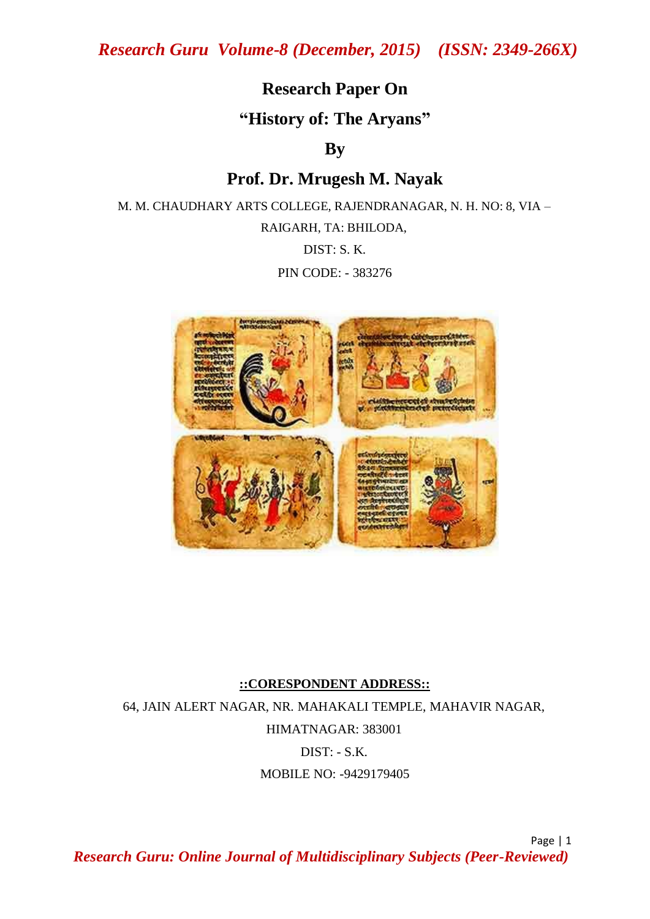# Research Paper On

# "History of: The Aryans"

**By**

## Prof. Dr. Mrugesh M. Nayak

M. M. CHAUDHARY ARTS COLLEGE, RAJENDRANAGAR, N. H. NO: 8, VIA – RAIGARH, TA: BHILODA,

DIST: S. K.

PIN CODE: - 383276

**::CORESPONDENT ADDRESS::**

64, JAIN ALERT NAGAR, NR. MAHAKALI TEMPLE, MAHAVIR NAGAR,

HIMATNAGAR: 383001

DIST: - S.K.

MOBILE NO: -9429179405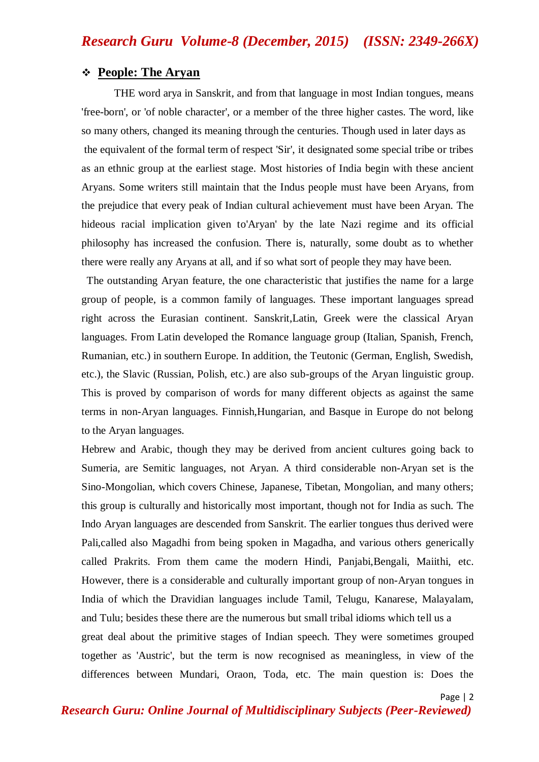## ❖ People: The Aryan

THE word arya in Sanskrit, and from that language in most Indian tongues, means 'free-born', or 'of noble character', or a member of the three higher castes. The word, like so many others, changed its meaning through the centuries. Though used in later days as the equivalent of the formal term of respect 'Sir', it designated some special tribe or tribes as an ethnic group at the earliest stage. Most histories of India begin with these ancient Aryans. Some writers still maintain that the Indus people must have been Aryans, from the prejudice that every peak of Indian cultural achievement must have been Aryan. The hideous racial implication given to'Aryan' by the late Nazi regime and its official philosophy has increased the confusion. There is, naturally, some doubt as to whether there were really any Aryans at all, and if so what sort of people they may have been.

The outstanding Aryan feature, the one characteristic that justifies the name for a large group of people, is a common family of languages. These important languages spread right across the Eurasian continent. Sanskrit,Latin, Greek were the classical Aryan languages. From Latin developed the Romance language group (Italian, Spanish, French, Rumanian, etc.) in southern Europe. In addition, the Teutonic (German, English, Swedish, etc.), the Slavic (Russian, Polish, etc.) are also sub-groups of the Aryan linguistic group. This is proved by comparison of words for many different objects as against the same terms in non-Aryan languages. Finnish,Hungarian, and Basque in Europe do not belong to the Aryan languages.

Hebrew and Arabic, though they may be derived from ancient cultures going back to Sumeria, are Semitic languages, not Aryan. A third considerable non-Aryan set is the Sino-Mongolian, which covers Chinese, Japanese, Tibetan, Mongolian, and many others; this group is culturally and historically most important, though not for India as such. The Indo Aryan languages are descended from Sanskrit. The earlier tongues thus derived were Pali,called also Magadhi from being spoken in Magadha, and various others generically called Prakrits. From them came the modern Hindi, Panjabi,Bengali, Maiithi, etc. However, there is a considerable and culturally important group of non-Aryan tongues in India of which the Dravidian languages include Tamil, Telugu, Kanarese, Malayalam, and Tulu; besides these there are the numerous but small tribal idioms which tell us a great deal about the primitive stages of Indian speech. They were sometimes grouped together as 'Austric', but the term is now recognised as meaningless, in view of the differences between Mundari, Oraon, Toda, etc. The main question is: Does the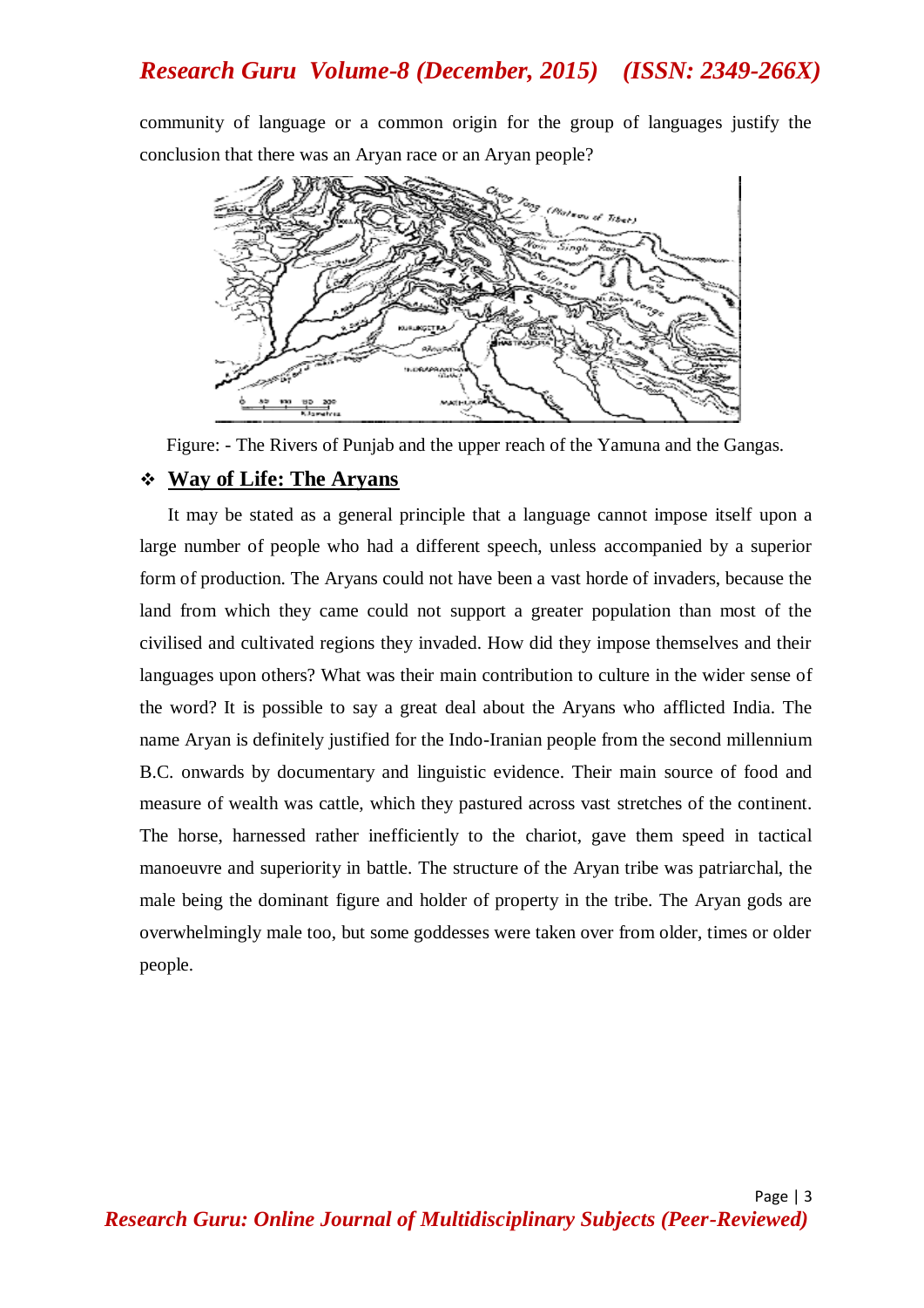community of language or a common origin for the group of languages justify the conclusion that there was an Aryan race or an Aryan people?

Figure: - The Rivers of Punjab and the upper reach of the Yamuna and the Gangas.

## ❖ Way of Life: The Aryans

It may be stated as a general principle that a language cannot impose itself upon a large number of people who had a different speech, unless accompanied by a superior form of production. The Aryans could not have been a vast horde of invaders, because the land from which they came could not support a greater population than most of the civilised and cultivated regions they invaded. How did they impose themselves and their languages upon others? What was their main contribution to culture in the wider sense of the word? It is possible to say a great deal about the Aryans who afflicted India. The name Aryan is definitely justified for the Indo-Iranian people from the second millennium B.C. onwards by documentary and linguistic evidence. Their main source of food and measure of wealth was cattle, which they pastured across vast stretches of the continent. The horse, harnessed rather inefficiently to the chariot, gave them speed in tactical manoeuvre and superiority in battle. The structure of the Aryan tribe was patriarchal, the male being the dominant figure and holder of property in the tribe. The Aryan gods are overwhelmingly male too, but some goddesses were taken over from older, times or older people.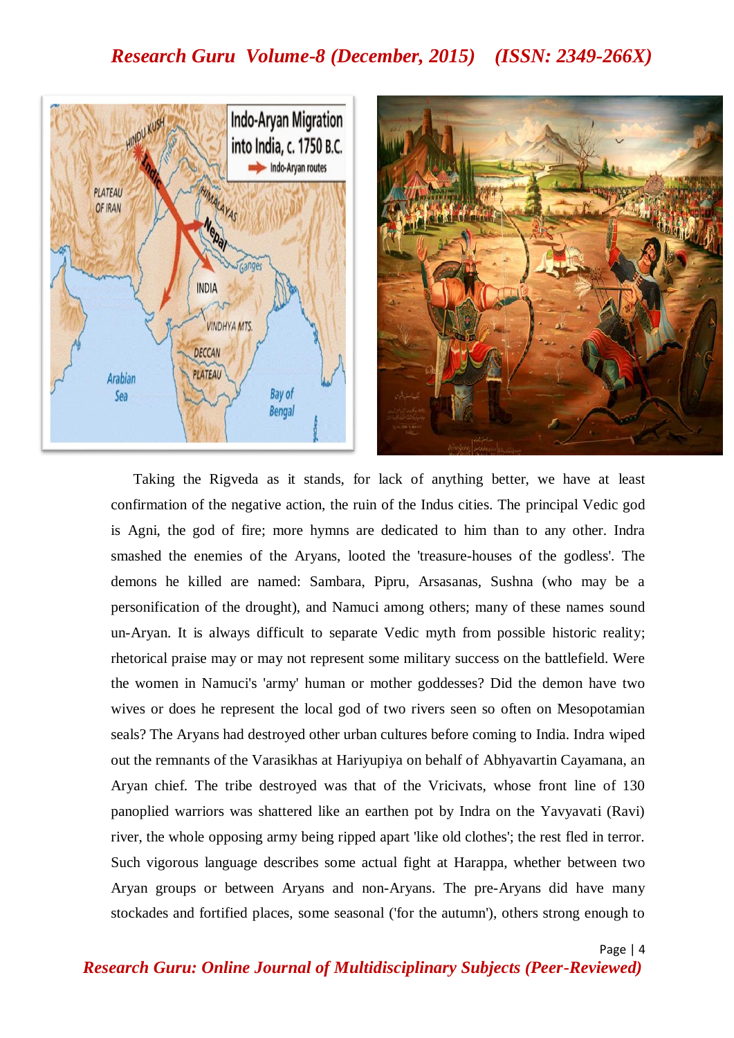Taking the Rigveda as it stands, for lack of anything better, we have at least confirmation of the negative action, the ruin of the Indus cities. The principal Vedic god is Agni, the god of fire; more hymns are dedicated to him than to any other. Indra smashed the enemies of the Aryans, looted the 'treasure-houses of the godless'. The demons he killed are named: Sambara, Pipru, Arsasanas, Sushna (who may be a personification of the drought), and Namuci among others; many of these names sound un-Aryan. It is always difficult to separate Vedic myth from possible historic reality; rhetorical praise may or may not represent some military success on the battlefield. Were the women in Namuci's 'army' human or mother goddesses? Did the demon have two wives or does he represent the local god of two rivers seen so often on Mesopotamian seals? The Aryans had destroyed other urban cultures before coming to India. Indra wiped out the remnants of the Varasikhas at Hariyupiya on behalf of Abhyavartin Cayamana, an Aryan chief. The tribe destroyed was that of the Vricivats, whose front line of 130 panoplied warriors was shattered like an earthen pot by Indra on the Yavyavati (Ravi) river, the whole opposing army being ripped apart 'like old clothes'; the rest fled in terror. Such vigorous language describes some actual fight at Harappa, whether between two Aryan groups or between Aryans and non-Aryans. The pre-Aryans did have many stockades and fortified places, some seasonal ('for the autumn'), others strong enough to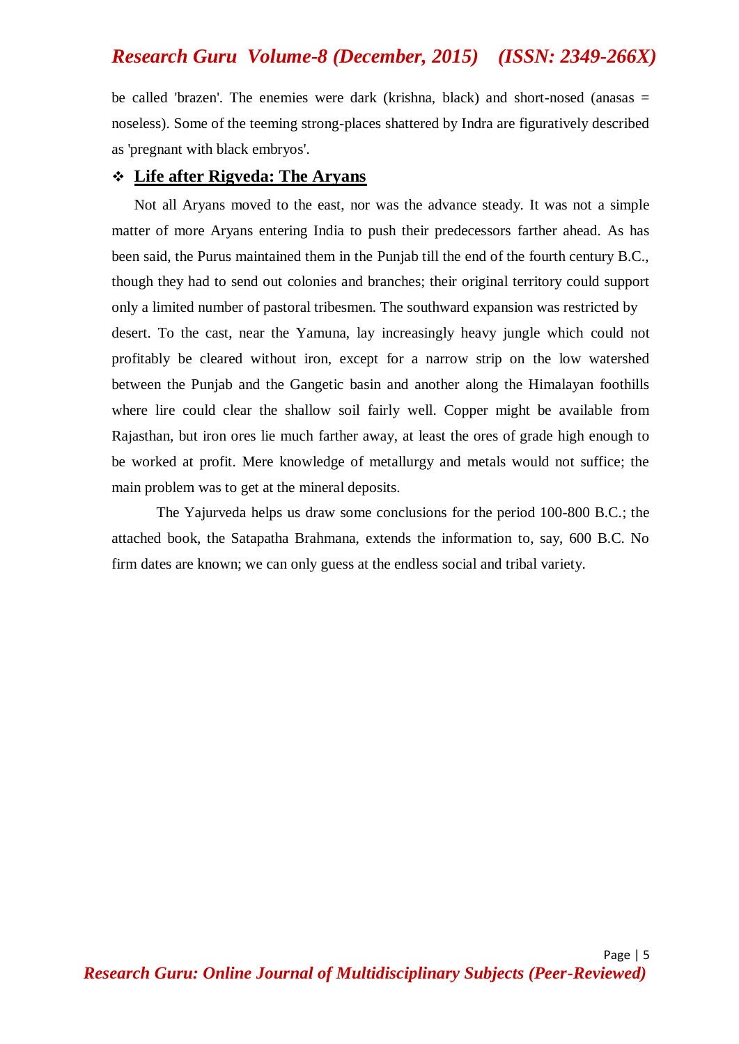be called 'brazen'. The enemies were dark (krishna, black) and short-nosed (anasas = noseless). Some of the teeming strong-places shattered by Indra are figuratively described as 'pregnant with black embryos'.

## ❖ Life after Rigveda: The Aryans

Not all Aryans moved to the east, nor was the advance steady. It was not a simple matter of more Aryans entering India to push their predecessors farther ahead. As has been said, the Purus maintained them in the Punjab till the end of the fourth century B.C., though they had to send out colonies and branches; their original territory could support only a limited number of pastoral tribesmen. The southward expansion was restricted by desert. To the cast, near the Yamuna, lay increasingly heavy jungle which could not profitably be cleared without iron, except for a narrow strip on the low watershed between the Punjab and the Gangetic basin and another along the Himalayan foothills where lire could clear the shallow soil fairly well. Copper might be available from Rajasthan, but iron ores lie much farther away, at least the ores of grade high enough to be worked at profit. Mere knowledge of metallurgy and metals would not suffice; the main problem was to get at the mineral deposits.

The Yajurveda helps us draw some conclusions for the period 100-800 B.C.; the attached book, the Satapatha Brahmana, extends the information to, say, 600 B.C. No firm dates are known; we can only guess at the endless social and tribal variety.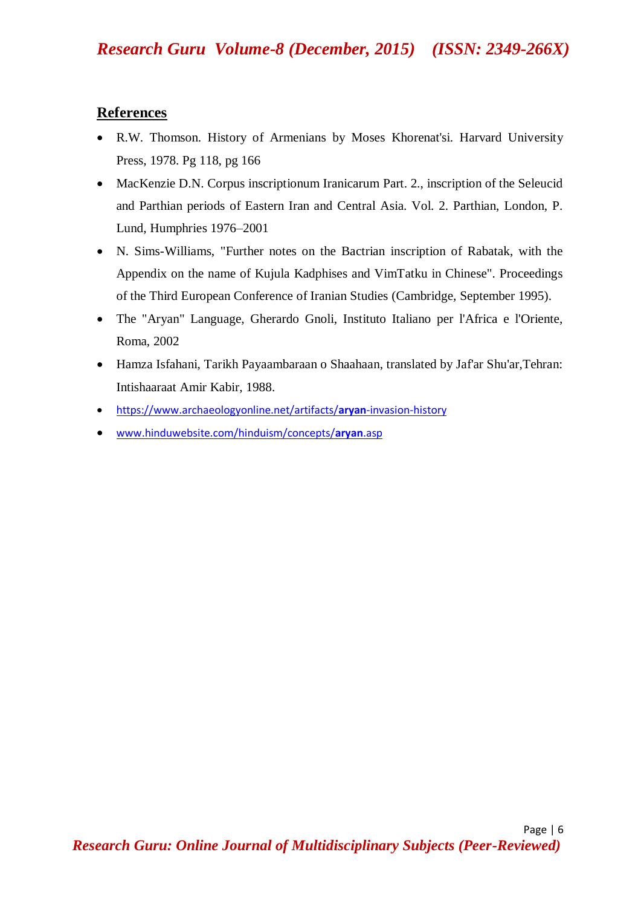## References

- R.W. Thomson. History of Armenians by Moses Khorenat'si. Harvard University Press, 1978. Pg 118, pg 166
- MacKenzie D.N. Corpus inscriptionum Iranicarum Part. 2., inscription of the Seleucid and Parthian periods of Eastern Iran and Central Asia. Vol. 2. Parthian, London, P. Lund, Humphries 1976–2001
- N. Sims-Williams, "Further notes on the Bactrian inscription of Rabatak, with the Appendix on the name of Kujula Kadphises and VimTatku in Chinese". Proceedings of the Third European Conference of Iranian Studies (Cambridge, September 1995).
- The "Aryan" Language, Gherardo Gnoli, Instituto Italiano per l'Africa e l'Oriente, Roma, 2002
- Hamza Isfahani, Tarikh Payaambaraan o Shaahaan, translated by Jaf'ar Shu'ar,Tehran: Intishaaraat Amir Kabir, 1988.
- https://www.archaeologyonline.net/artifacts/**aryan**-invasion-history
- www.hinduwebsite.com/hinduism/concepts/**aryan**.asp